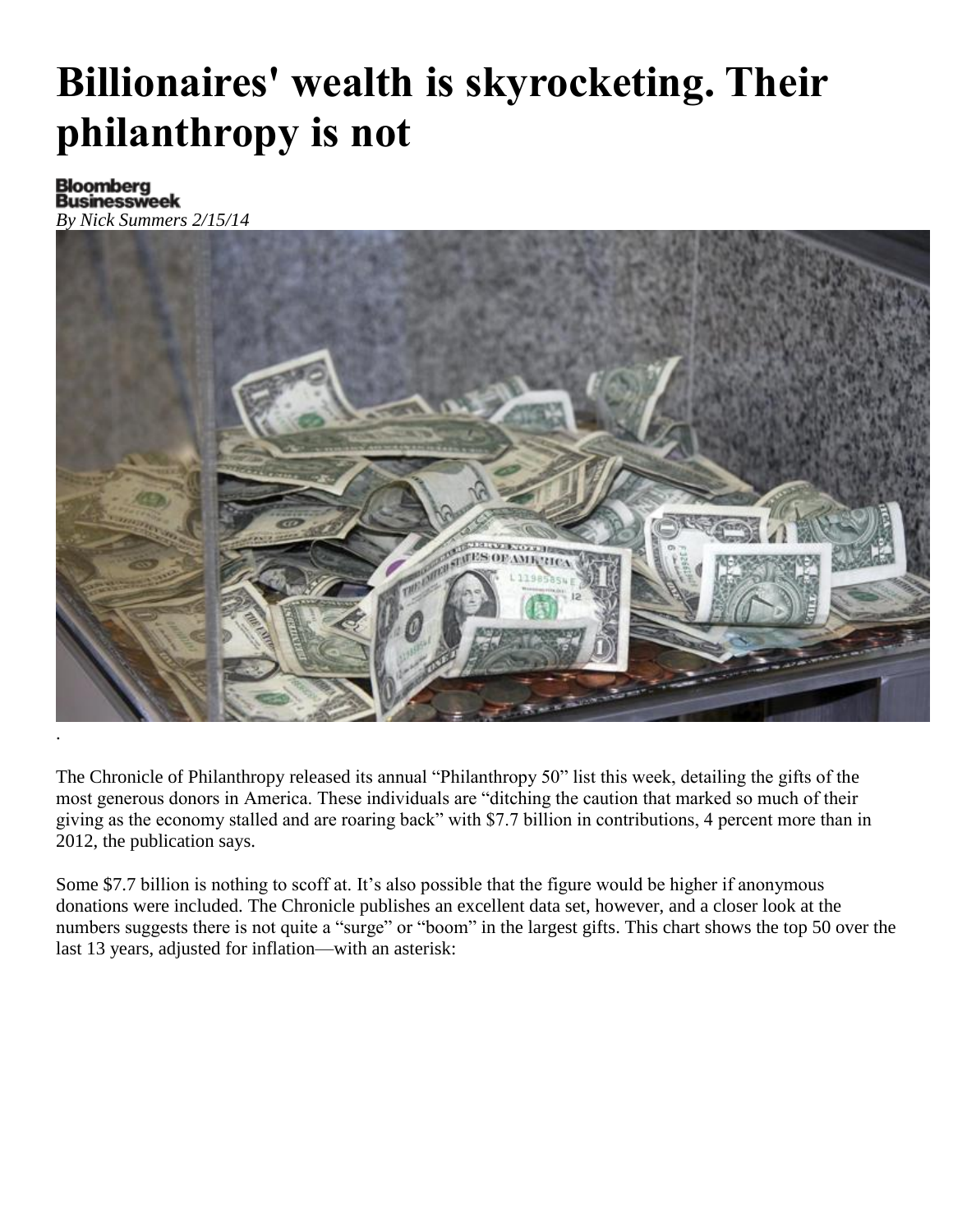# Billionaires' wealth is skyrocketing. Their philanthropy is not

Bloomberg Businessweek

*By Nick Summers 2/15/14*

.

The Chronicle of Philanthropy released its annual "Philanthropy 50" list this week, detailing the gifts of the most generous donors in America. These individuals are "ditching the caution that marked so much of their giving as the economy stalled and are roaring back" with $7.7 billion in contributions, 4 percent more than in 2012, the publication says.

Some $7.7 billion is nothing to scoff at. It's also possible that the figure would be higher if anonymous donations were included. The Chronicle publishes an excellent data set, however, and a closer look at the numbers suggests there is not quite a "surge" or "boom" in the largest gifts. This chart shows the top 50 over the last 13 years, adjusted for inflation—with an asterisk: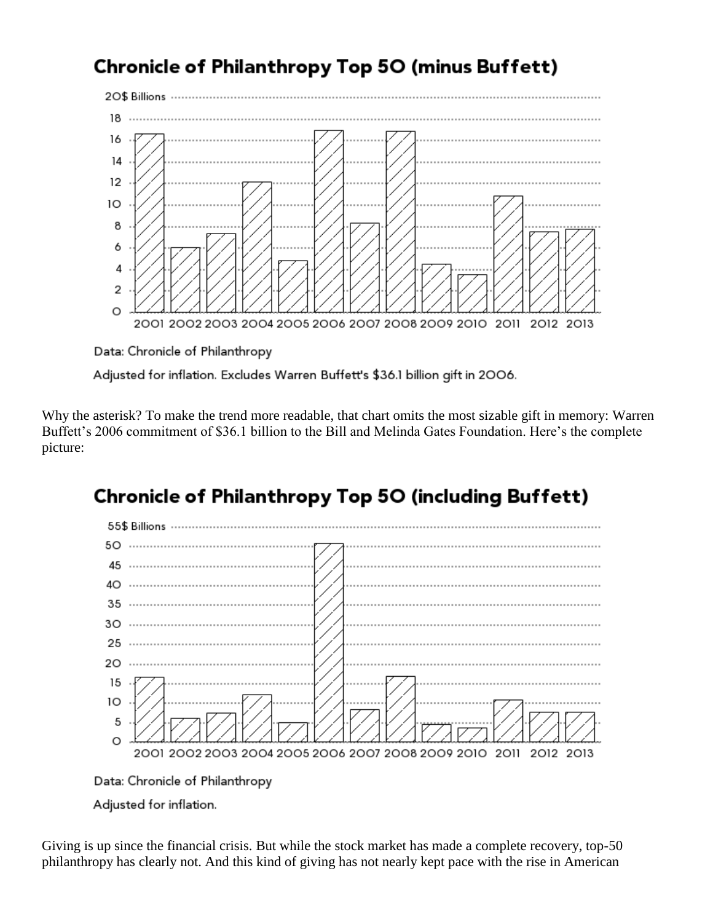## Chronicle of Philanthropy Top 50 (minus Buffett)

Data: Chronicle of Philanthropy

Adjusted for inflation. Excludes Warren Buffett's $36.1 billion gift in 2006.

Why the asterisk? To make the trend more readable, that chart omits the most sizable gift in memory: Warren Buffett's 2006 commitment of $36.1 billion to the Bill and Melinda Gates Foundation. Here's the complete picture:

## Chronicle of Philanthropy Top 50 (including Buffett)

Data: Chronicle of Philanthropy

Adjusted for inflation.

Giving is up since the financial crisis. But while the stock market has made a complete recovery, top-50 philanthropy has clearly not. And this kind of giving has not nearly kept pace with the rise in American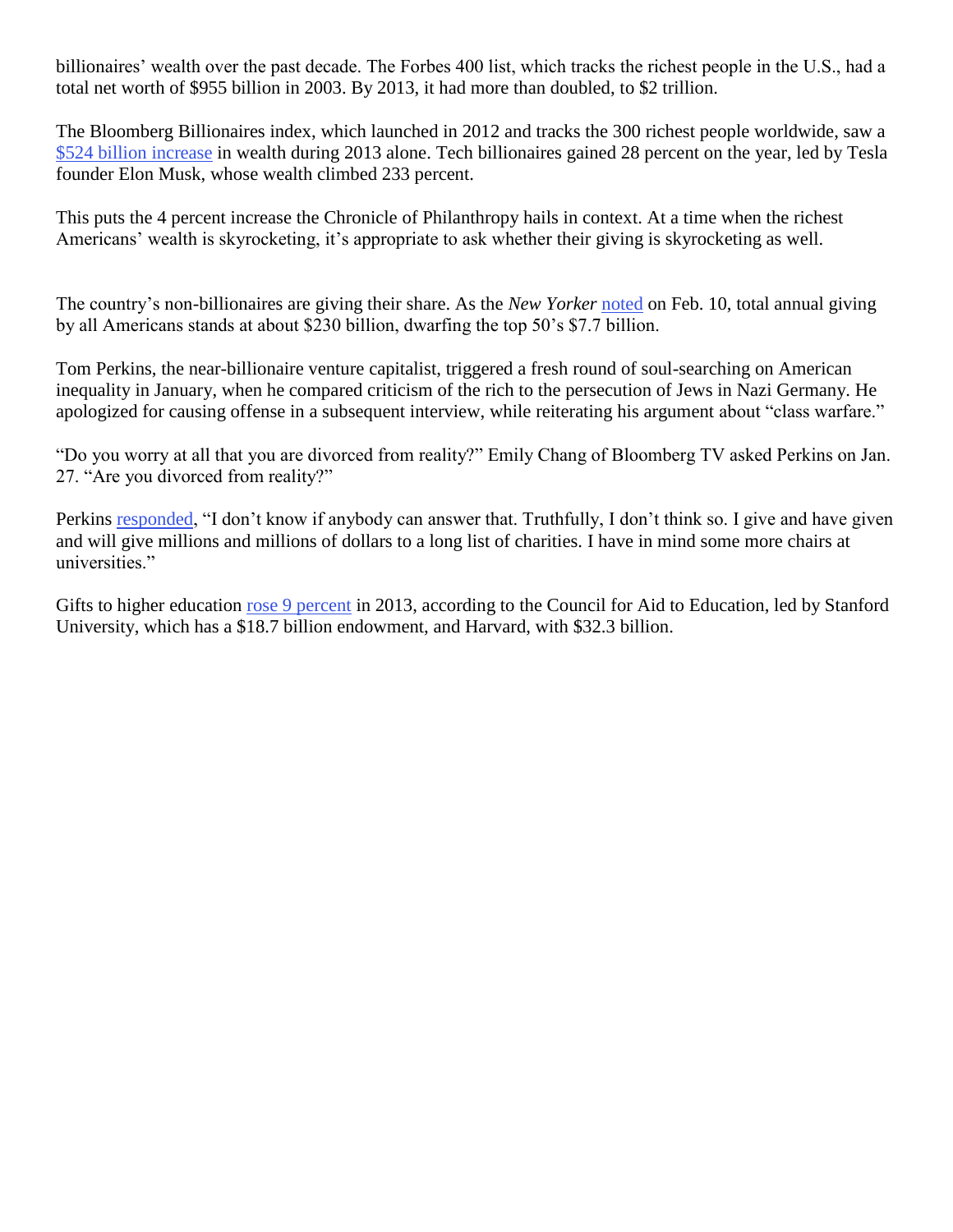billionaires' wealth over the past decade. The Forbes 400 list, which tracks the richest people in the U.S., had a total net worth of $955 billion in 2003. By 2013, it had more than doubled, to $2 trillion.

The Bloomberg Billionaires index, which launched in 2012 and tracks the 300 richest people worldwide, saw a $524 billion increase in wealth during 2013 alone. Tech billionaires gained 28 percent on the year, led by Tesla founder Elon Musk, whose wealth climbed 233 percent.

This puts the 4 percent increase the Chronicle of Philanthropy hails in context. At a time when the richest Americans' wealth is skyrocketing, it's appropriate to ask whether their giving is skyrocketing as well.

The country's non-billionaires are giving their share. As the *New Yorker* noted on Feb. 10, total annual giving by all Americans stands at about $230 billion, dwarfing the top 50's $7.7 billion.

Tom Perkins, the near-billionaire venture capitalist, triggered a fresh round of soul-searching on American inequality in January, when he compared criticism of the rich to the persecution of Jews in Nazi Germany. He apologized for causing offense in a subsequent interview, while reiterating his argument about "class warfare."

"Do you worry at all that you are divorced from reality?" Emily Chang of Bloomberg TV asked Perkins on Jan. 27. "Are you divorced from reality?"

Perkins responded, "I don't know if anybody can answer that. Truthfully, I don't think so. I give and have given and will give millions and millions of dollars to a long list of charities. I have in mind some more chairs at universities."

Gifts to higher education rose 9 percent in 2013, according to the Council for Aid to Education, led by Stanford University, which has a $18.7 billion endowment, and Harvard, with $32.3 billion.